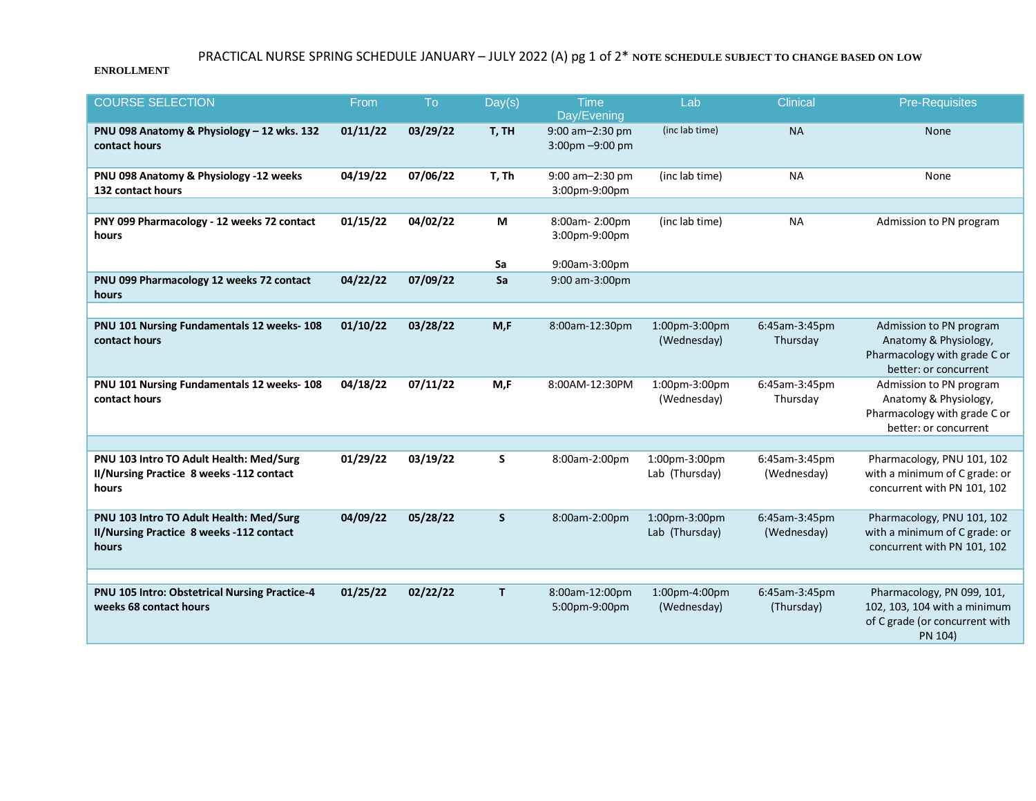PRACTICAL NURSE SPRING SCHEDULE JANUARY – JULY 2022 (A) pg 1 of 2* **NOTE SCHEDULE SUBJECT TO CHANGE BASED ON LOW ENROLLMENT**

| COURSE SELECTION | From | To | Day(s) | Time Day/Evening | Lab | Clinical | Pre-Requisites |
|---|---|---|---|---|---|---|---|
| **PNU 098 Anatomy & Physiology – 12 wks. 132 contact hours** | **01/11/22** | **03/29/22** | **T, TH** | 9:00 am–2:30 pm 3:00pm –9:00 pm | (inc lab time) | NA | None |
| **PNU 098 Anatomy & Physiology -12 weeks 132 contact hours** | **04/19/22** | **07/06/22** | **T, Th** | 9:00 am–2:30 pm 3:00pm-9:00pm | (inc lab time) | NA | None |
| | | | | | | | |
| **PNY 099 Pharmacology - 12 weeks 72 contact hours** | **01/15/22** | **04/02/22** | **M** **Sa** | 8:00am- 2:00pm 3:00pm-9:00pm 9:00am-3:00pm | (inc lab time) | NA | Admission to PN program |
| **PNU 099 Pharmacology 12 weeks 72 contact hours** | **04/22/22** | **07/09/22** | **Sa** | 9:00 am-3:00pm | | | |
| | | | | | | | |
| **PNU 101 Nursing Fundamentals 12 weeks- 108 contact hours** | **01/10/22** | **03/28/22** | **M,F** | 8:00am-12:30pm | 1:00pm-3:00pm (Wednesday) | 6:45am-3:45pm Thursday | Admission to PN program Anatomy & Physiology, Pharmacology with grade C or better: or concurrent |
| **PNU 101 Nursing Fundamentals 12 weeks- 108 contact hours** | **04/18/22** | **07/11/22** | **M,F** | 8:00AM-12:30PM | 1:00pm-3:00pm (Wednesday) | 6:45am-3:45pm Thursday | Admission to PN program Anatomy & Physiology, Pharmacology with grade C or better: or concurrent |
| | | | | | | | |
| **PNU 103 Intro TO Adult Health: Med/Surg II/Nursing Practice 8 weeks -112 contact hours** | **01/29/22** | **03/19/22** | **S** | 8:00am-2:00pm | 1:00pm-3:00pm Lab (Thursday) | 6:45am-3:45pm (Wednesday) | Pharmacology, PNU 101, 102 with a minimum of C grade: or concurrent with PN 101, 102 |
| **PNU 103 Intro TO Adult Health: Med/Surg II/Nursing Practice 8 weeks -112 contact hours** | **04/09/22** | **05/28/22** | **S** | 8:00am-2:00pm | 1:00pm-3:00pm Lab (Thursday) | 6:45am-3:45pm (Wednesday) | Pharmacology, PNU 101, 102 with a minimum of C grade: or concurrent with PN 101, 102 |
| | | | | | | | |
| **PNU 105 Intro: Obstetrical Nursing Practice-4 weeks 68 contact hours** | **01/25/22** | **02/22/22** | **T** | 8:00am-12:00pm 5:00pm-9:00pm | 1:00pm-4:00pm (Wednesday) | 6:45am-3:45pm (Thursday) | Pharmacology, PN 099, 101, 102, 103, 104 with a minimum of C grade (or concurrent with PN 104) |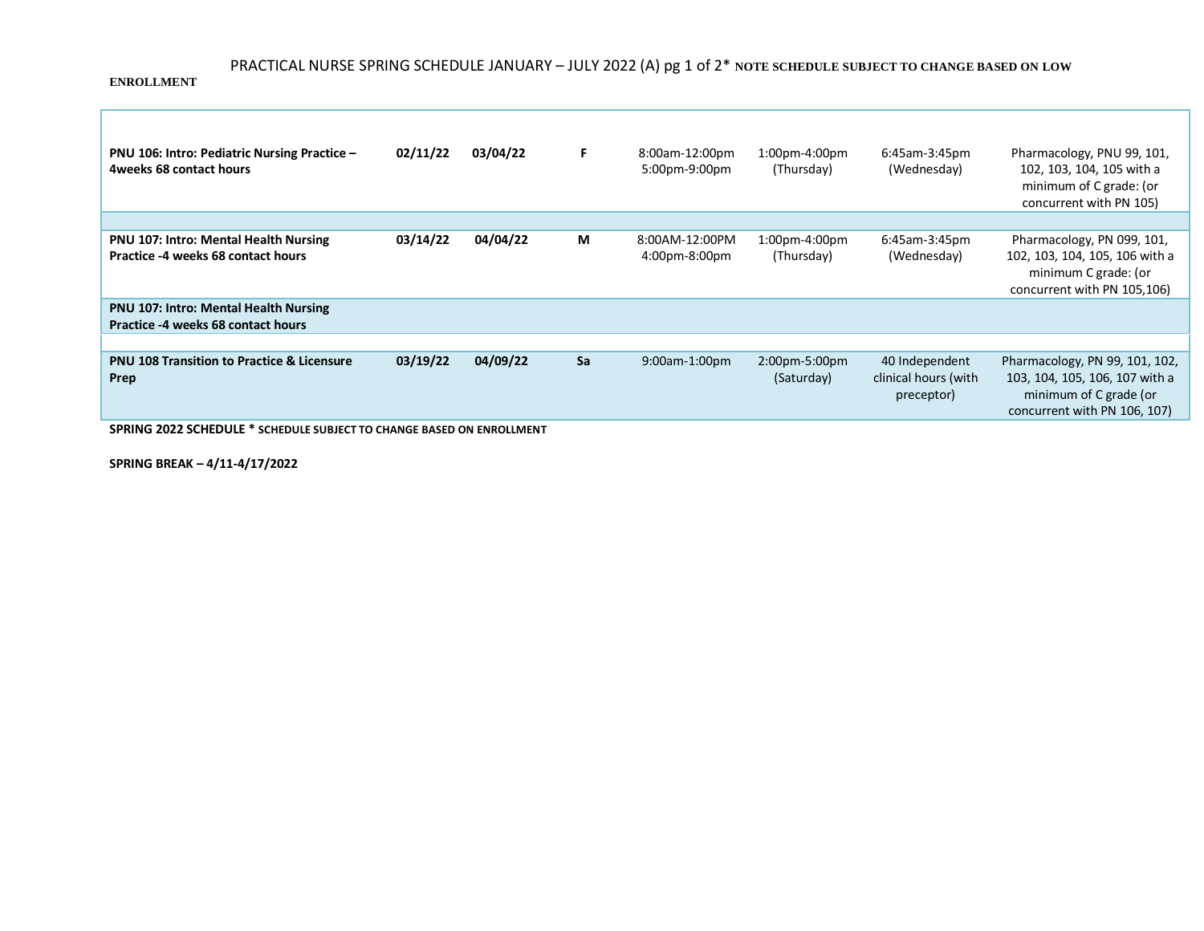PRACTICAL NURSE SPRING SCHEDULE JANUARY – JULY 2022 (A) pg 1 of 2* **NOTE SCHEDULE SUBJECT TO CHANGE BASED ON LOW ENROLLMENT**

| | | | | | | | |
|---|---|---|---|---|---|---|---|
| **PNU 106: Intro: Pediatric Nursing Practice – 4weeks 68 contact hours** | **02/11/22** | **03/04/22** | **F** | 8:00am-12:00pm 5:00pm-9:00pm | 1:00pm-4:00pm (Thursday) | 6:45am-3:45pm (Wednesday) | Pharmacology, PNU 99, 101, 102, 103, 104, 105 with a minimum of C grade: (or concurrent with PN 105) |
| | | | | | | | |
| **PNU 107: Intro: Mental Health Nursing Practice -4 weeks 68 contact hours** | **03/14/22** | **04/04/22** | **M** | 8:00AM-12:00PM 4:00pm-8:00pm | 1:00pm-4:00pm (Thursday) | 6:45am-3:45pm (Wednesday) | Pharmacology, PN 099, 101, 102, 103, 104, 105, 106 with a minimum C grade: (or concurrent with PN 105,106) |
| **PNU 107: Intro: Mental Health Nursing Practice -4 weeks 68 contact hours** | | | | | | | |
| | | | | | | | |
| **PNU 108 Transition to Practice & Licensure Prep** | **03/19/22** | **04/09/22** | **Sa** | 9:00am-1:00pm | 2:00pm-5:00pm (Saturday) | 40 Independent clinical hours (with preceptor) | Pharmacology, PN 99, 101, 102, 103, 104, 105, 106, 107 with a minimum of C grade (or concurrent with PN 106, 107) |

**SPRING 2022 SCHEDULE * SCHEDULE SUBJECT TO CHANGE BASED ON ENROLLMENT**

**SPRING BREAK – 4/11-4/17/2022**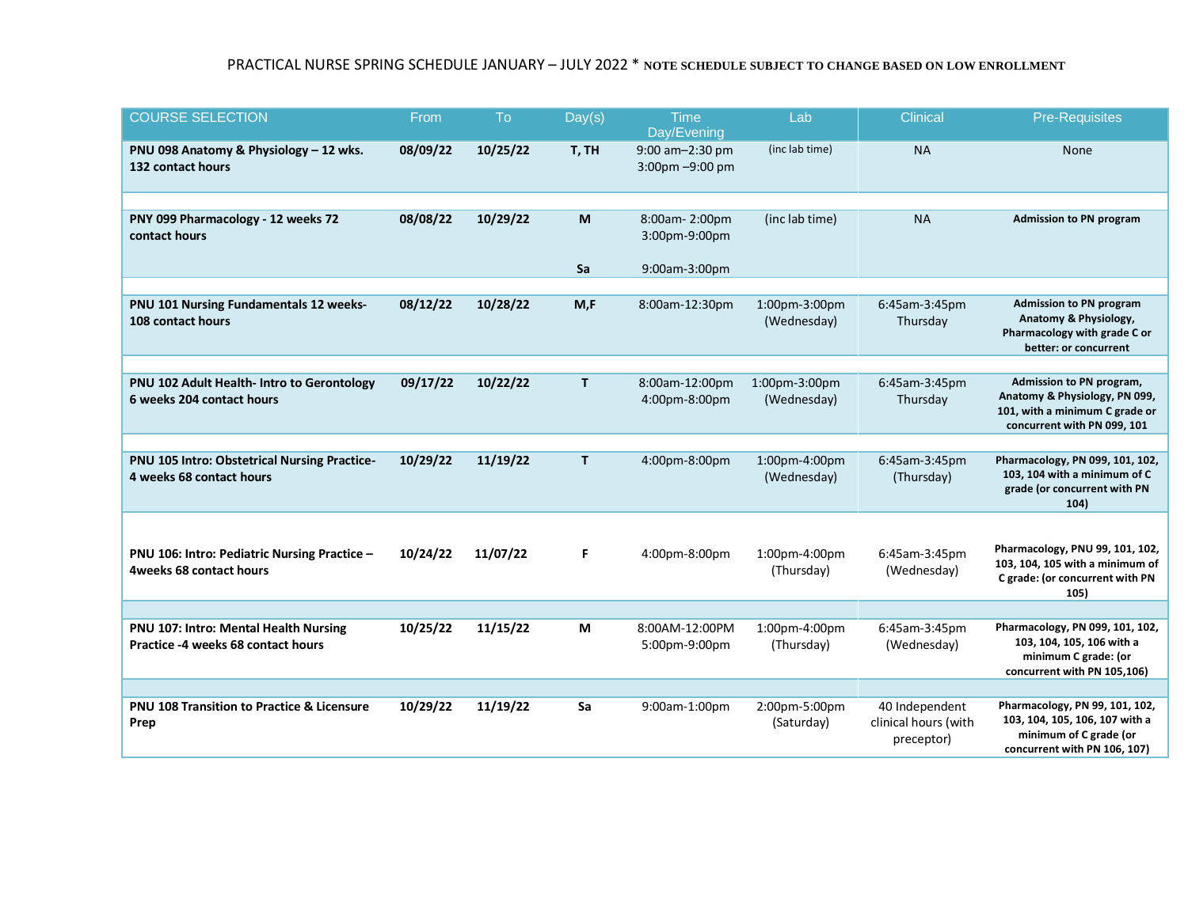PRACTICAL NURSE SPRING SCHEDULE JANUARY – JULY 2022 * **NOTE SCHEDULE SUBJECT TO CHANGE BASED ON LOW ENROLLMENT**

| COURSE SELECTION | From | To | Day(s) | Time Day/Evening | Lab | Clinical | Pre-Requisites |
|---|---|---|---|---|---|---|---|
| **PNU 098 Anatomy & Physiology – 12 wks. 132 contact hours** | **08/09/22** | **10/25/22** | **T, TH** | 9:00 am–2:30 pm<br>3:00pm –9:00 pm | (inc lab time) | NA | None |
| **PNY 099 Pharmacology - 12 weeks 72 contact hours** | **08/08/22** | **10/29/22** | **M**<br><br>**Sa** | 8:00am- 2:00pm<br>3:00pm-9:00pm<br><br>9:00am-3:00pm | (inc lab time) | NA | **Admission to PN program** |
| **PNU 101 Nursing Fundamentals 12 weeks-108 contact hours** | **08/12/22** | **10/28/22** | **M,F** | 8:00am-12:30pm | 1:00pm-3:00pm (Wednesday) | 6:45am-3:45pm Thursday | **Admission to PN program Anatomy & Physiology, Pharmacology with grade C or better: or concurrent** |
| **PNU 102 Adult Health- Intro to Gerontology 6 weeks 204 contact hours** | **09/17/22** | **10/22/22** | **T** | 8:00am-12:00pm<br>4:00pm-8:00pm | 1:00pm-3:00pm (Wednesday) | 6:45am-3:45pm Thursday | **Admission to PN program, Anatomy & Physiology, PN 099, 101, with a minimum C grade or concurrent with PN 099, 101** |
| **PNU 105 Intro: Obstetrical Nursing Practice- 4 weeks 68 contact hours** | **10/29/22** | **11/19/22** | **T** | 4:00pm-8:00pm | 1:00pm-4:00pm (Wednesday) | 6:45am-3:45pm (Thursday) | **Pharmacology, PN 099, 101, 102, 103, 104 with a minimum of C grade (or concurrent with PN 104)** |
| **PNU 106: Intro: Pediatric Nursing Practice – 4weeks 68 contact hours** | **10/24/22** | **11/07/22** | **F** | 4:00pm-8:00pm | 1:00pm-4:00pm (Thursday) | 6:45am-3:45pm (Wednesday) | **Pharmacology, PNU 99, 101, 102, 103, 104, 105 with a minimum of C grade: (or concurrent with PN 105)** |
| **PNU 107: Intro: Mental Health Nursing Practice -4 weeks 68 contact hours** | **10/25/22** | **11/15/22** | **M** | 8:00AM-12:00PM<br>5:00pm-9:00pm | 1:00pm-4:00pm (Thursday) | 6:45am-3:45pm (Wednesday) | **Pharmacology, PN 099, 101, 102, 103, 104, 105, 106 with a minimum C grade: (or concurrent with PN 105,106)** |
| **PNU 108 Transition to Practice & Licensure Prep** | **10/29/22** | **11/19/22** | **Sa** | 9:00am-1:00pm | 2:00pm-5:00pm (Saturday) | 40 Independent clinical hours (with preceptor) | **Pharmacology, PN 99, 101, 102, 103, 104, 105, 106, 107 with a minimum of C grade (or concurrent with PN 106, 107)** |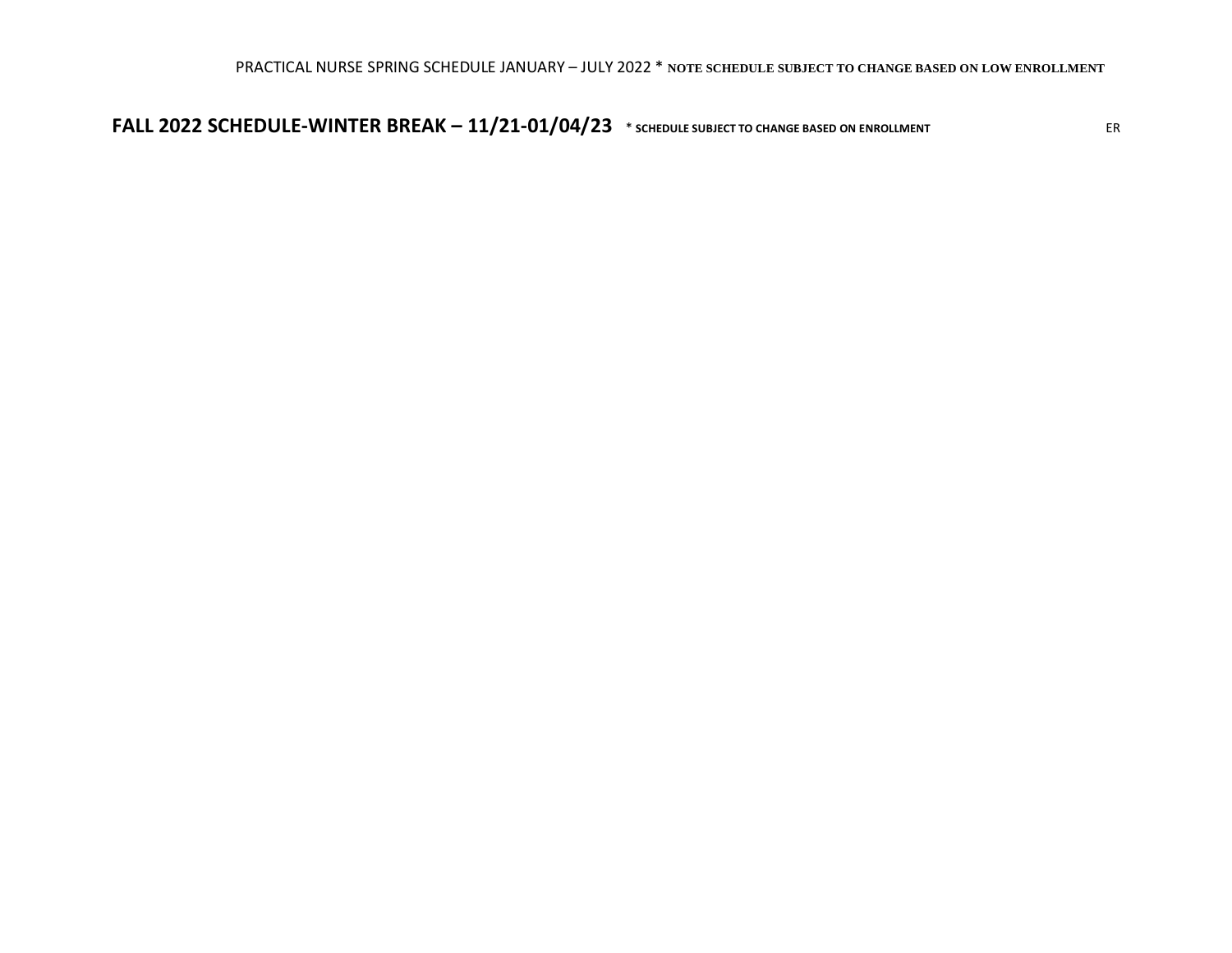PRACTICAL NURSE SPRING SCHEDULE JANUARY – JULY 2022 * **NOTE SCHEDULE SUBJECT TO CHANGE BASED ON LOW ENROLLMENT**

**FALL 2022 SCHEDULE-WINTER BREAK – 11/21-01/04/23** * **SCHEDULE SUBJECT TO CHANGE BASED ON ENROLLMENT** ER